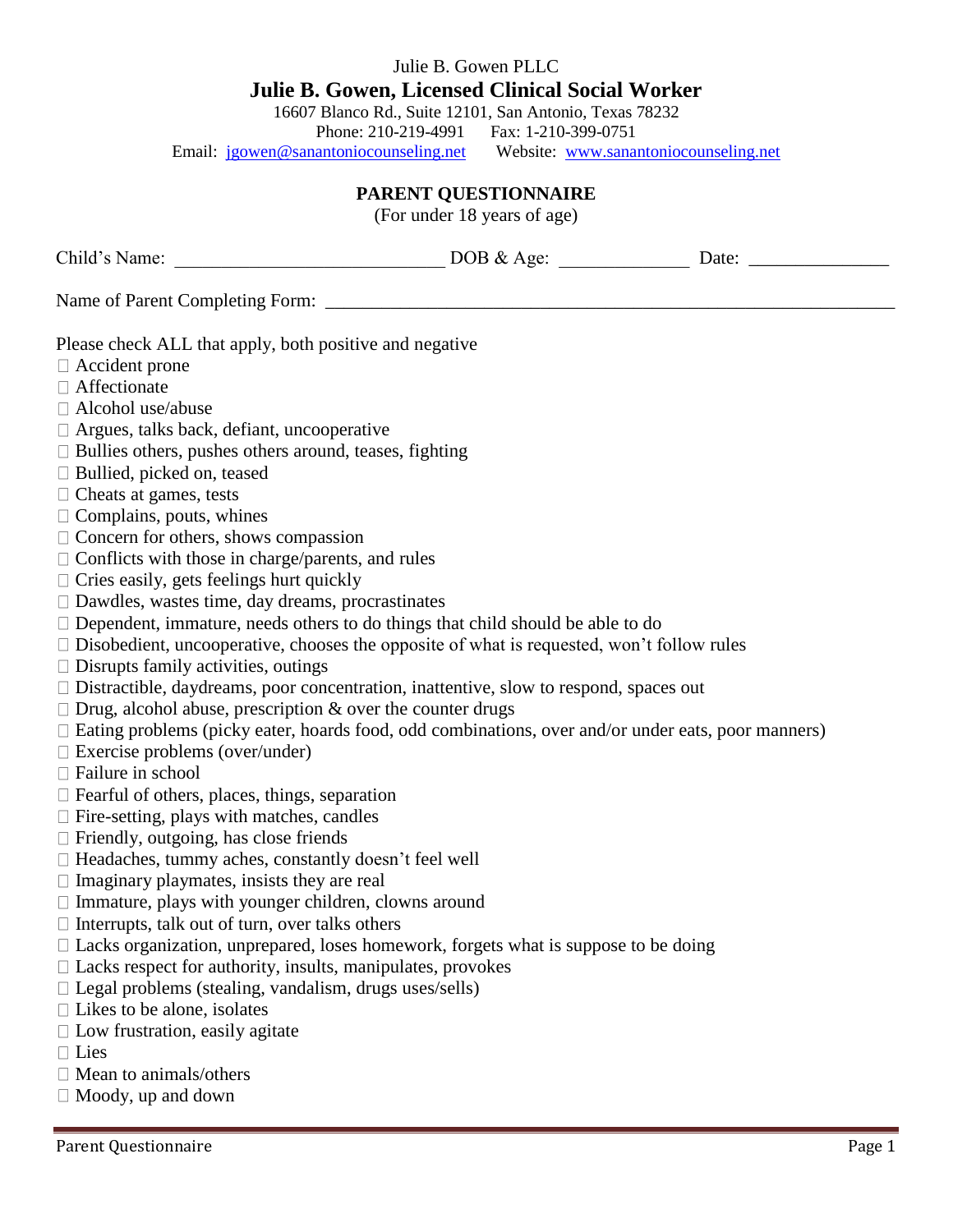Julie B. Gowen PLLC

**Julie B. Gowen, Licensed Clinical Social Worker**

16607 Blanco Rd., Suite 12101, San Antonio, Texas 78232

Phone: 210-219-4991 Fax: 1-210-399-0751

Email: jgowen@sanantoniocounseling.net Website: www.sanantoniocounseling.net

## PARENT QUESTIONNAIRE

(For under 18 years of age)

Child's Name: ____________________________ DOB & Age: _____________ Date: ______________

Name of Parent Completing Form: ___________________________________________________________

Please check ALL that apply, both positive and negative

- ☐ Accident prone
- ☐ Affectionate
- ☐ Alcohol use/abuse
- ☐ Argues, talks back, defiant, uncooperative
- ☐ Bullies others, pushes others around, teases, fighting
- ☐ Bullied, picked on, teased
- ☐ Cheats at games, tests
- ☐ Complains, pouts, whines
- ☐ Concern for others, shows compassion
- ☐ Conflicts with those in charge/parents, and rules
- ☐ Cries easily, gets feelings hurt quickly
- ☐ Dawdles, wastes time, day dreams, procrastinates
- ☐ Dependent, immature, needs others to do things that child should be able to do
- ☐ Disobedient, uncooperative, chooses the opposite of what is requested, won't follow rules
- ☐ Disrupts family activities, outings
- ☐ Distractible, daydreams, poor concentration, inattentive, slow to respond, spaces out
- ☐ Drug, alcohol abuse, prescription & over the counter drugs
- ☐ Eating problems (picky eater, hoards food, odd combinations, over and/or under eats, poor manners)
- ☐ Exercise problems (over/under)
- ☐ Failure in school
- ☐ Fearful of others, places, things, separation
- ☐ Fire-setting, plays with matches, candles
- ☐ Friendly, outgoing, has close friends
- ☐ Headaches, tummy aches, constantly doesn't feel well
- ☐ Imaginary playmates, insists they are real
- ☐ Immature, plays with younger children, clowns around
- ☐ Interrupts, talk out of turn, over talks others
- ☐ Lacks organization, unprepared, loses homework, forgets what is suppose to be doing
- ☐ Lacks respect for authority, insults, manipulates, provokes
- ☐ Legal problems (stealing, vandalism, drugs uses/sells)
- ☐ Likes to be alone, isolates
- ☐ Low frustration, easily agitate
- ☐ Lies
- ☐ Mean to animals/others
- ☐ Moody, up and down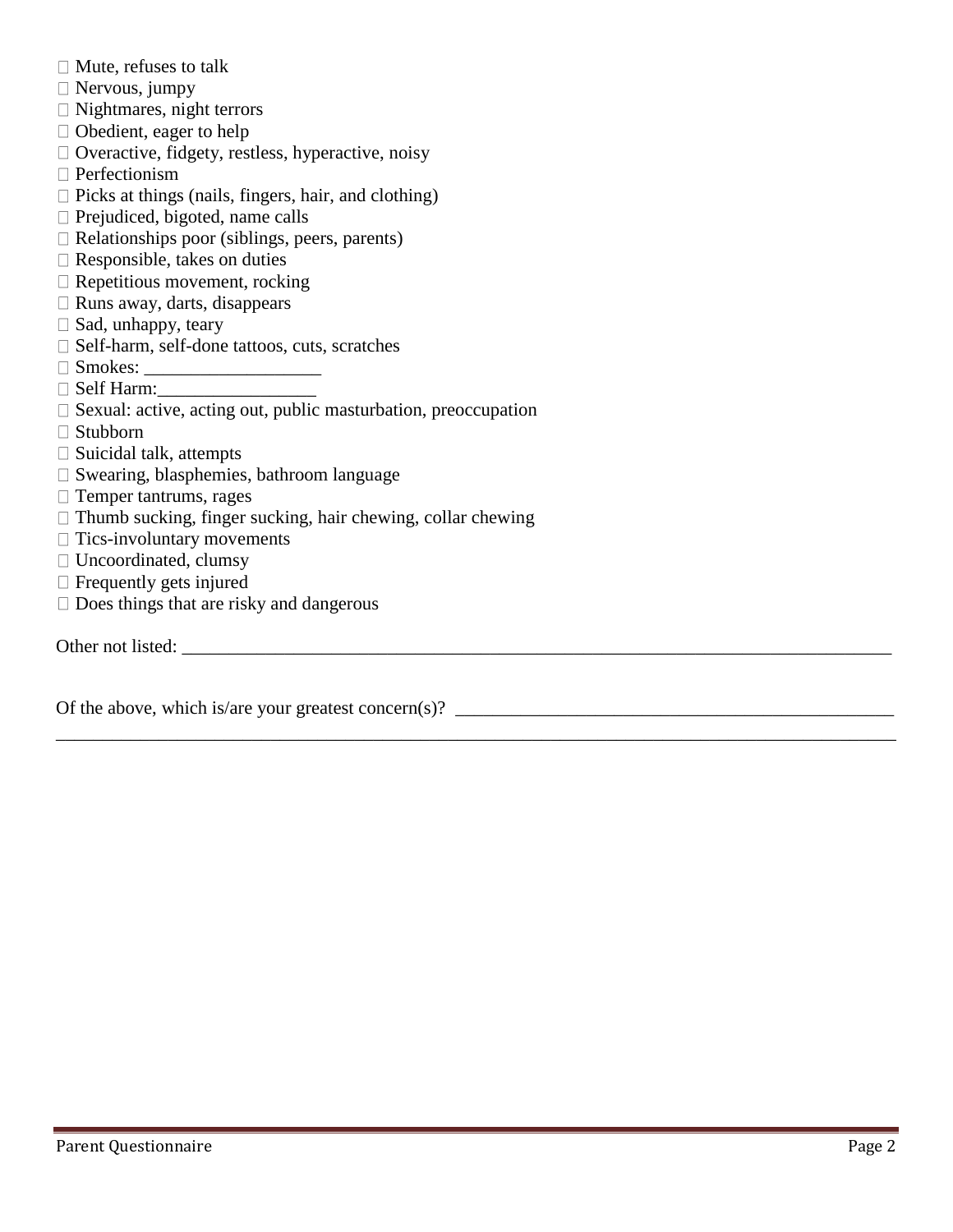- ☐ Mute, refuses to talk
- ☐ Nervous, jumpy
- ☐ Nightmares, night terrors
- ☐ Obedient, eager to help
- ☐ Overactive, fidgety, restless, hyperactive, noisy
- ☐ Perfectionism
- ☐ Picks at things (nails, fingers, hair, and clothing)
- ☐ Prejudiced, bigoted, name calls
- ☐ Relationships poor (siblings, peers, parents)
- ☐ Responsible, takes on duties
- ☐ Repetitious movement, rocking
- ☐ Runs away, darts, disappears
- ☐ Sad, unhappy, teary
- ☐ Self-harm, self-done tattoos, cuts, scratches
- ☐ Smokes: ___________________
- ☐ Self Harm:_________________
- ☐ Sexual: active, acting out, public masturbation, preoccupation
- ☐ Stubborn
- ☐ Suicidal talk, attempts
- ☐ Swearing, blasphemies, bathroom language
- ☐ Temper tantrums, rages
- ☐ Thumb sucking, finger sucking, hair chewing, collar chewing
- ☐ Tics-involuntary movements
- ☐ Uncoordinated, clumsy
- ☐ Frequently gets injured
- ☐ Does things that are risky and dangerous

Other not listed: ______________________________________________________________________________

Of the above, which is/are your greatest concern(s)? _________________________________________________
______________________________________________________________________________________________